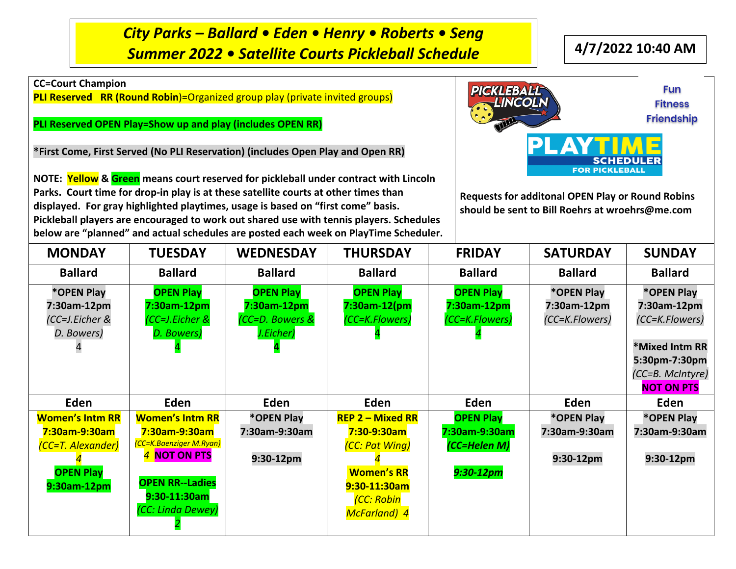# City Parks – Ballard • Eden • Henry • Roberts • Seng
# Summer 2022 • Satellite Courts Pickleball Schedule

**4/7/2022 10:40 AM**

**CC=Court Champion**

**PLI Reserved RR (Round Robin)**=Organized group play (private invited groups)

**PLI Reserved OPEN Play=Show up and play (includes OPEN RR)**

**\*First Come, First Served (No PLI Reservation) (includes Open Play and Open RR)**

**NOTE: Yellow & Green means court reserved for pickleball under contract with Lincoln Parks. Court time for drop-in play is at these satellite courts at other times than displayed. For gray highlighted playtimes, usage is based on "first come" basis. Pickleball players are encouraged to work out shared use with tennis players. Schedules below are "planned" and actual schedules are posted each week on PlayTime Scheduler.**

PICKLEBALL LINCOLN — Fun Fitness Friendship

PLAYTIME SCHEDULER FOR PICKLEBALL

**Requests for additonal OPEN Play or Round Robins should be sent to Bill Roehrs at wroehrs@me.com**

| MONDAY | TUESDAY | WEDNESDAY | THURSDAY | FRIDAY | SATURDAY | SUNDAY |
|---|---|---|---|---|---|---|
| **Ballard** | **Ballard** | **Ballard** | **Ballard** | **Ballard** | **Ballard** | **Ballard** |
| **\*OPEN Play 7:30am-12pm** *(CC=J.Eicher & D. Bowers)* 4 | **OPEN Play 7:30am-12pm** *(CC=J.Eicher & D. Bowers)* 4 | **OPEN Play 7:30am-12pm** *(CC=D. Bowers & J.Eicher)* **4** | **OPEN Play 7:30am-12(pm** *(CC=K.Flowers)* 4 | **OPEN Play 7:30am-12pm** *(CC=K.Flowers)* *4* | **\*OPEN Play 7:30am-12pm** *(CC=K.Flowers)* | **\*OPEN Play 7:30am-12pm** *(CC=K.Flowers)* **\*Mixed Intm RR 5:30pm-7:30pm** *(CC=B. McIntyre)* **NOT ON PTS** |
| **Eden** | **Eden** | **Eden** | **Eden** | **Eden** | **Eden** | **Eden** |
| **Women's Intm RR 7:30am-9:30am** *(CC=T. Alexander)* *4* **OPEN Play 9:30am-12pm** | **Women's Intm RR 7:30am-9:30am** *(CC=K.Baenziger M.Ryan)* *4* **NOT ON PTS** **OPEN RR--Ladies 9:30-11:30am** *(CC: Linda Dewey)* *2* | **\*OPEN Play 7:30am-9:30am** **9:30-12pm** | **REP 2 – Mixed RR 7:30-9:30am** *(CC: Pat Wing)* *4* **Women's RR 9:30-11:30am** *(CC: Robin McFarland) 4* | **OPEN Play 7:30am-9:30am** ***(CC=Helen M)*** ***9:30-12pm*** | **\*OPEN Play 7:30am-9:30am** **9:30-12pm** | **\*OPEN Play 7:30am-9:30am** **9:30-12pm** |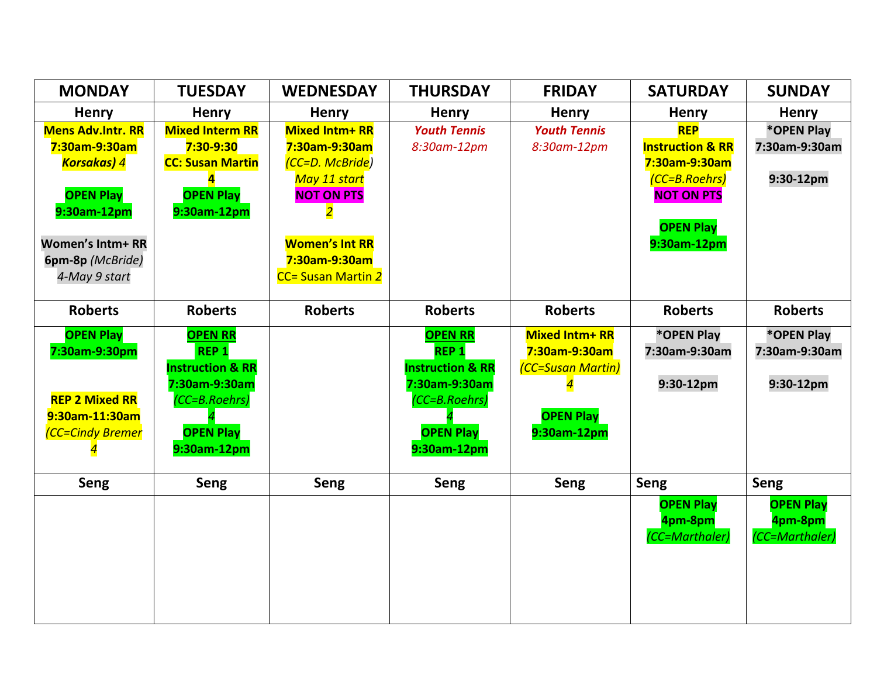| MONDAY | TUESDAY | WEDNESDAY | THURSDAY | FRIDAY | SATURDAY | SUNDAY |
|---|---|---|---|---|---|---|
| **Henry** | **Henry** | **Henry** | **Henry** | **Henry** | **Henry** | **Henry** |
| **Mens Adv.Intr. RR 7:30am-9:30am** ***Korsakas)*** *4* <br><br> **OPEN Play 9:30am-12pm** <br><br> **Women's Intm+ RR 6pm-8p** *(McBride) 4-May 9 start* | **Mixed Interm RR 7:30-9:30 CC: Susan Martin 4** <br> **OPEN Play 9:30am-12pm** | **Mixed Intm+ RR 7:30am-9:30am** *(CC=D. McBride) May 11 start* **NOT ON PTS** *2* <br><br> **Women's Int RR 7:30am-9:30am** CC= Susan Martin *2* | ***Youth Tennis*** *8:30am-12pm* | ***Youth Tennis*** *8:30am-12pm* | **REP Instruction & RR 7:30am-9:30am** *(CC=B.Roehrs)* **NOT ON PTS** <br><br> **OPEN Play 9:30am-12pm** | **\*OPEN Play 7:30am-9:30am** <br><br> **9:30-12pm** |
| **Roberts** | **Roberts** | **Roberts** | **Roberts** | **Roberts** | **Roberts** | **Roberts** |
| **OPEN Play 7:30am-9:30pm** <br><br> **REP 2 Mixed RR 9:30am-11:30am** *(CC=Cindy Bremer 4* | **OPEN RR REP 1 Instruction & RR 7:30am-9:30am** *(CC=B.Roehrs) 4* **OPEN Play 9:30am-12pm** | | **OPEN RR REP 1 Instruction & RR 7:30am-9:30am** *(CC=B.Roehrs) 4* **OPEN Play 9:30am-12pm** | **Mixed Intm+ RR 7:30am-9:30am** *(CC=Susan Martin) 4* <br><br> **OPEN Play 9:30am-12pm** | **\*OPEN Play 7:30am-9:30am** <br><br> **9:30-12pm** | **\*OPEN Play 7:30am-9:30am** <br><br> **9:30-12pm** |
| **Seng** | **Seng** | **Seng** | **Seng** | **Seng** | **Seng** | **Seng** |
| | | | | | **OPEN Play 4pm-8pm** *(CC=Marthaler)* | **OPEN Play 4pm-8pm** *(CC=Marthaler)* |